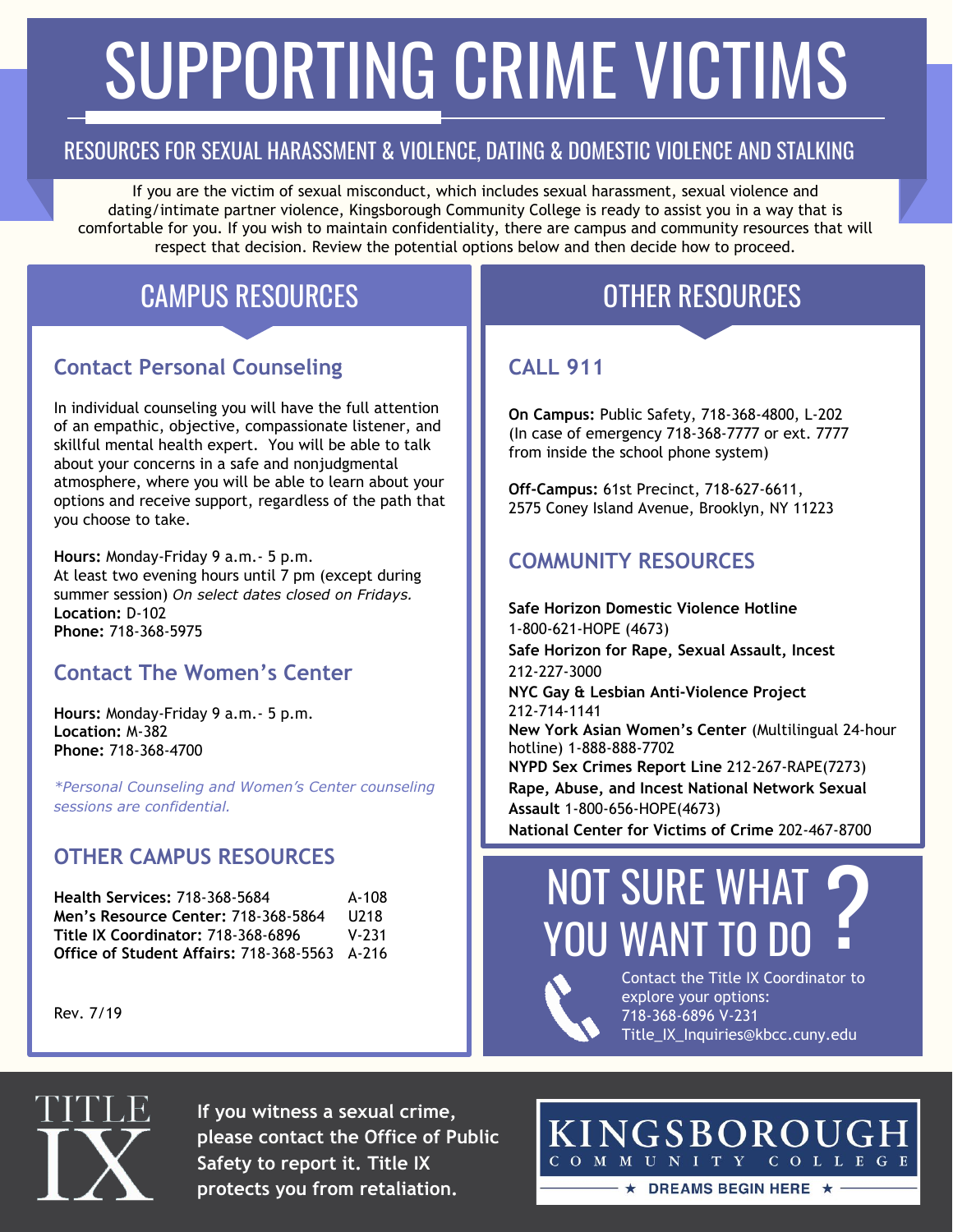# SUPPORTING CRIME VICTIMS

## RESOURCES FOR SEXUAL HARASSMENT & VIOLENCE, DATING & DOMESTIC VIOLENCE AND STALKING

If you are the victim of sexual misconduct, which includes sexual harassment, sexual violence and dating/intimate partner violence, Kingsborough Community College is ready to assist you in a way that is comfortable for you. If you wish to maintain confidentiality, there are campus and community resources that will respect that decision. Review the potential options below and then decide how to proceed.

## CAMPUS RESOURCES

### Contact Personal Counseling

In individual counseling you will have the full attention of an empathic, objective, compassionate listener, and skillful mental health expert. You will be able to talk about your concerns in a safe and nonjudgmental atmosphere, where you will be able to learn about your options and receive support, regardless of the path that you choose to take.

**Hours:** Monday-Friday 9 a.m.- 5 p.m.
At least two evening hours until 7 pm (except during summer session) *On select dates closed on Fridays.*
**Location:** D-102
**Phone:** 718-368-5975

### Contact The Women's Center

**Hours:** Monday-Friday 9 a.m.- 5 p.m.
**Location:** M-382
**Phone:** 718-368-4700

*\*Personal Counseling and Women's Center counseling sessions are confidential.*

### OTHER CAMPUS RESOURCES

| | |
|---|---|
| **Health Services:** 718-368-5684 | A-108 |
| **Men's Resource Center:** 718-368-5864 | U218 |
| **Title IX Coordinator:** 718-368-6896 | V-231 |
| **Office of Student Affairs:** 718-368-5563 | A-216 |

Rev. 7/19

## OTHER RESOURCES

### CALL 911

**On Campus:** Public Safety, 718-368-4800, L-202
(In case of emergency 718-368-7777 or ext. 7777 from inside the school phone system)

**Off-Campus:** 61st Precinct, 718-627-6611,
2575 Coney Island Avenue, Brooklyn, NY 11223

### COMMUNITY RESOURCES

**Safe Horizon Domestic Violence Hotline**
1-800-621-HOPE (4673)
**Safe Horizon for Rape, Sexual Assault, Incest**
212-227-3000
**NYC Gay & Lesbian Anti-Violence Project**
212-714-1141
**New York Asian Women's Center** (Multilingual 24-hour hotline) 1-888-888-7702
**NYPD Sex Crimes Report Line** 212-267-RAPE(7273)
**Rape, Abuse, and Incest National Network Sexual Assault** 1-800-656-HOPE(4673)
**National Center for Victims of Crime** 202-467-8700

## NOT SURE WHAT YOU WANT TO DO?

Contact the Title IX Coordinator to explore your options:
718-368-6896 V-231
Title_IX_Inquiries@kbcc.cuny.edu

TITLE IX

**If you witness a sexual crime, please contact the Office of Public Safety to report it. Title IX protects you from retaliation.**

KINGSBOROUGH COMMUNITY COLLEGE
★ DREAMS BEGIN HERE ★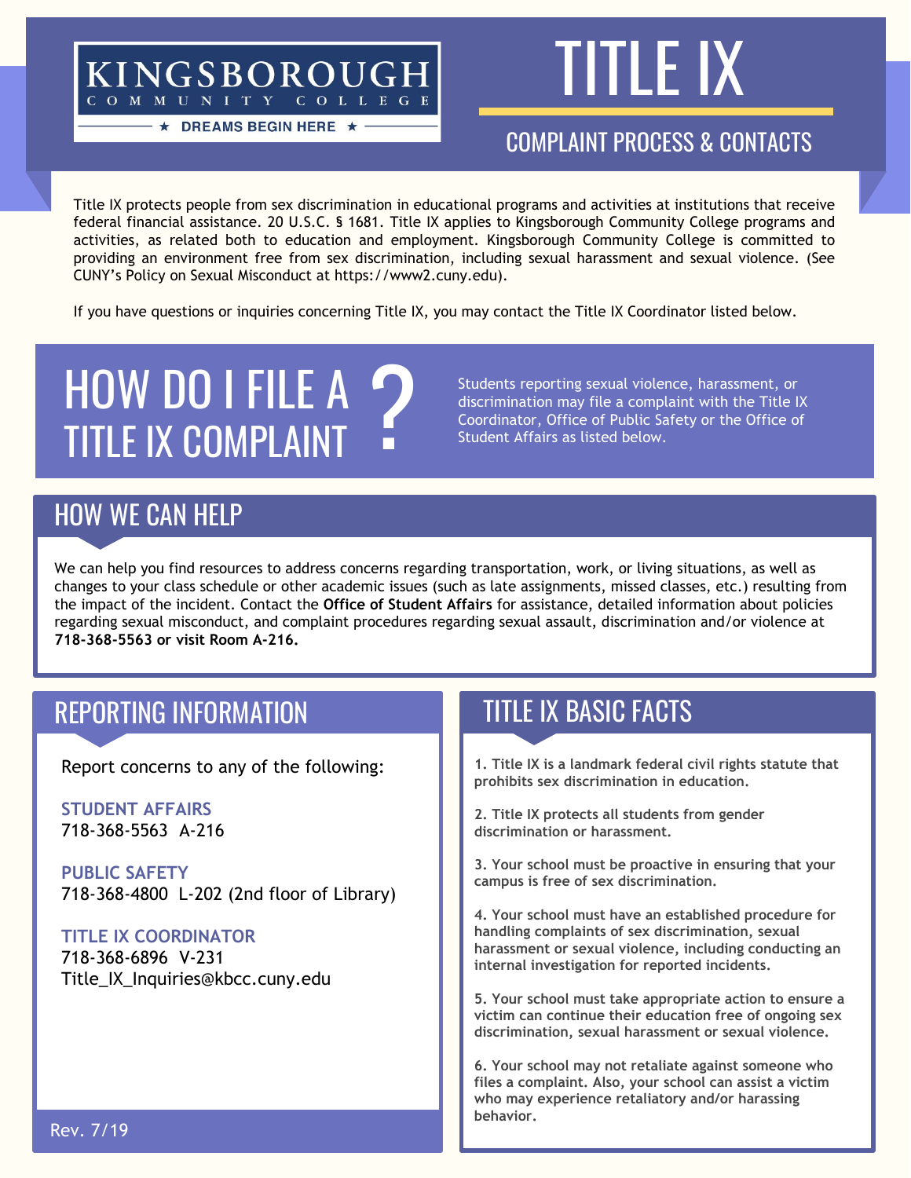KINGSBOROUGH COMMUNITY COLLEGE

★ DREAMS BEGIN HERE ★

# TITLE IX

## COMPLAINT PROCESS & CONTACTS

Title IX protects people from sex discrimination in educational programs and activities at institutions that receive federal financial assistance. 20 U.S.C. § 1681. Title IX applies to Kingsborough Community College programs and activities, as related both to education and employment. Kingsborough Community College is committed to providing an environment free from sex discrimination, including sexual harassment and sexual violence. (See CUNY's Policy on Sexual Misconduct at https://www2.cuny.edu).

If you have questions or inquiries concerning Title IX, you may contact the Title IX Coordinator listed below.

## HOW DO I FILE A TITLE IX COMPLAINT?

Students reporting sexual violence, harassment, or discrimination may file a complaint with the Title IX Coordinator, Office of Public Safety or the Office of Student Affairs as listed below.

## HOW WE CAN HELP

We can help you find resources to address concerns regarding transportation, work, or living situations, as well as changes to your class schedule or other academic issues (such as late assignments, missed classes, etc.) resulting from the impact of the incident. Contact the **Office of Student Affairs** for assistance, detailed information about policies regarding sexual misconduct, and complaint procedures regarding sexual assault, discrimination and/or violence at **718-368-5563 or visit Room A-216.**

## REPORTING INFORMATION

Report concerns to any of the following:

**STUDENT AFFAIRS**
718-368-5563 A-216

**PUBLIC SAFETY**
718-368-4800 L-202 (2nd floor of Library)

**TITLE IX COORDINATOR**
718-368-6896 V-231
Title_IX_Inquiries@kbcc.cuny.edu

Rev. 7/19

## TITLE IX BASIC FACTS

**1. Title IX is a landmark federal civil rights statute that prohibits sex discrimination in education.**

**2. Title IX protects all students from gender discrimination or harassment.**

**3. Your school must be proactive in ensuring that your campus is free of sex discrimination.**

**4. Your school must have an established procedure for handling complaints of sex discrimination, sexual harassment or sexual violence, including conducting an internal investigation for reported incidents.**

**5. Your school must take appropriate action to ensure a victim can continue their education free of ongoing sex discrimination, sexual harassment or sexual violence.**

**6. Your school may not retaliate against someone who files a complaint. Also, your school can assist a victim who may experience retaliatory and/or harassing behavior.**